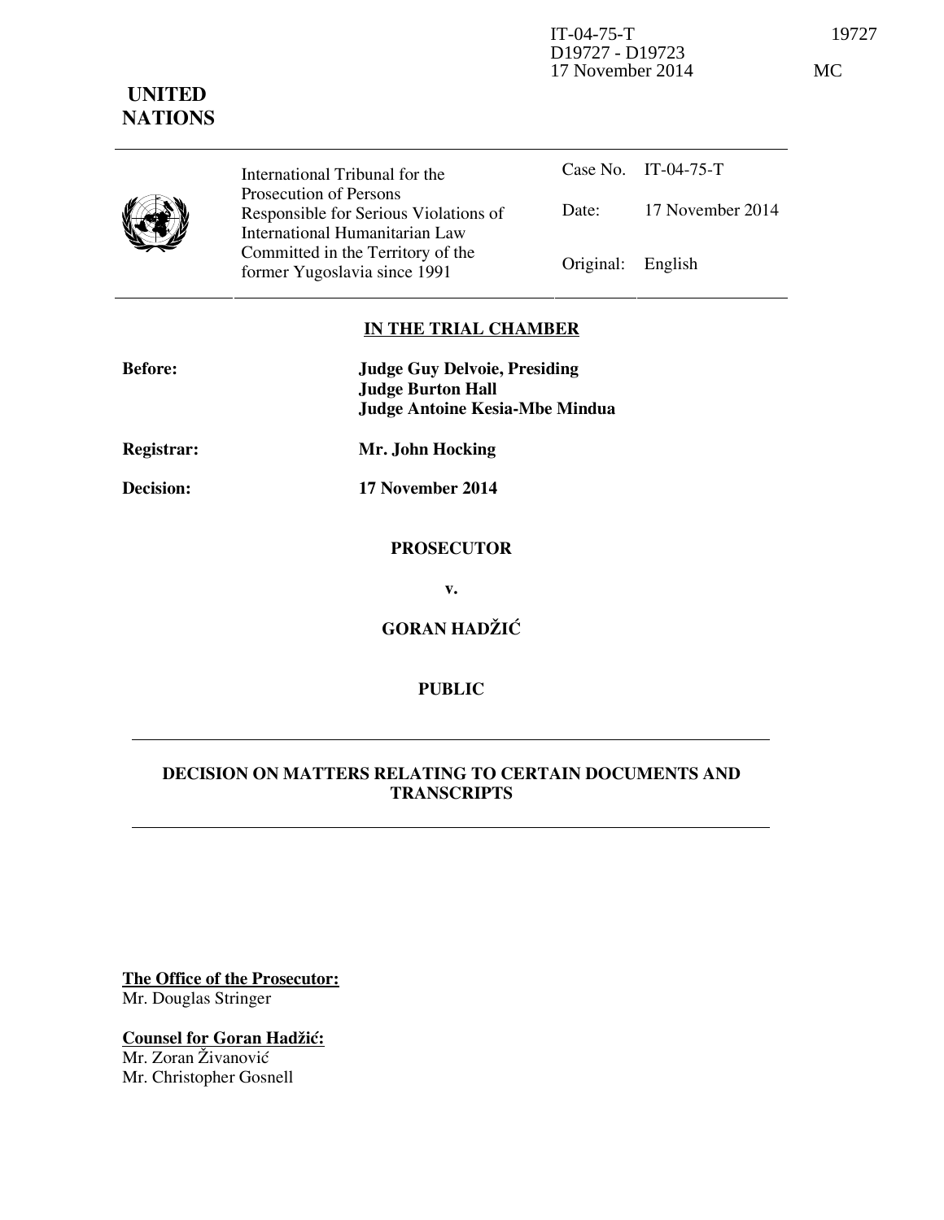IT-04-75-T 19727
D19727 - D19723
17 November 2014 MC

**UNITED NATIONS**

| International Tribunal for the Prosecution of Persons Responsible for Serious Violations of International Humanitarian Law Committed in the Territory of the former Yugoslavia since 1991 | Case No. | IT-04-75-T |
| --- | --- | --- |
| | Date: | 17 November 2014 |
| | Original: | English |

**IN THE TRIAL CHAMBER**

**Before:** **Judge Guy Delvoie, Presiding**
**Judge Burton Hall**
**Judge Antoine Kesia-Mbe Mindua**

**Registrar:** **Mr. John Hocking**

**Decision:** **17 November 2014**

**PROSECUTOR**

**v.**

**GORAN HADŽIĆ**

**PUBLIC**

**DECISION ON MATTERS RELATING TO CERTAIN DOCUMENTS AND TRANSCRIPTS**

**The Office of the Prosecutor:**
Mr. Douglas Stringer

**Counsel for Goran Hadžić:**
Mr. Zoran Živanović
Mr. Christopher Gosnell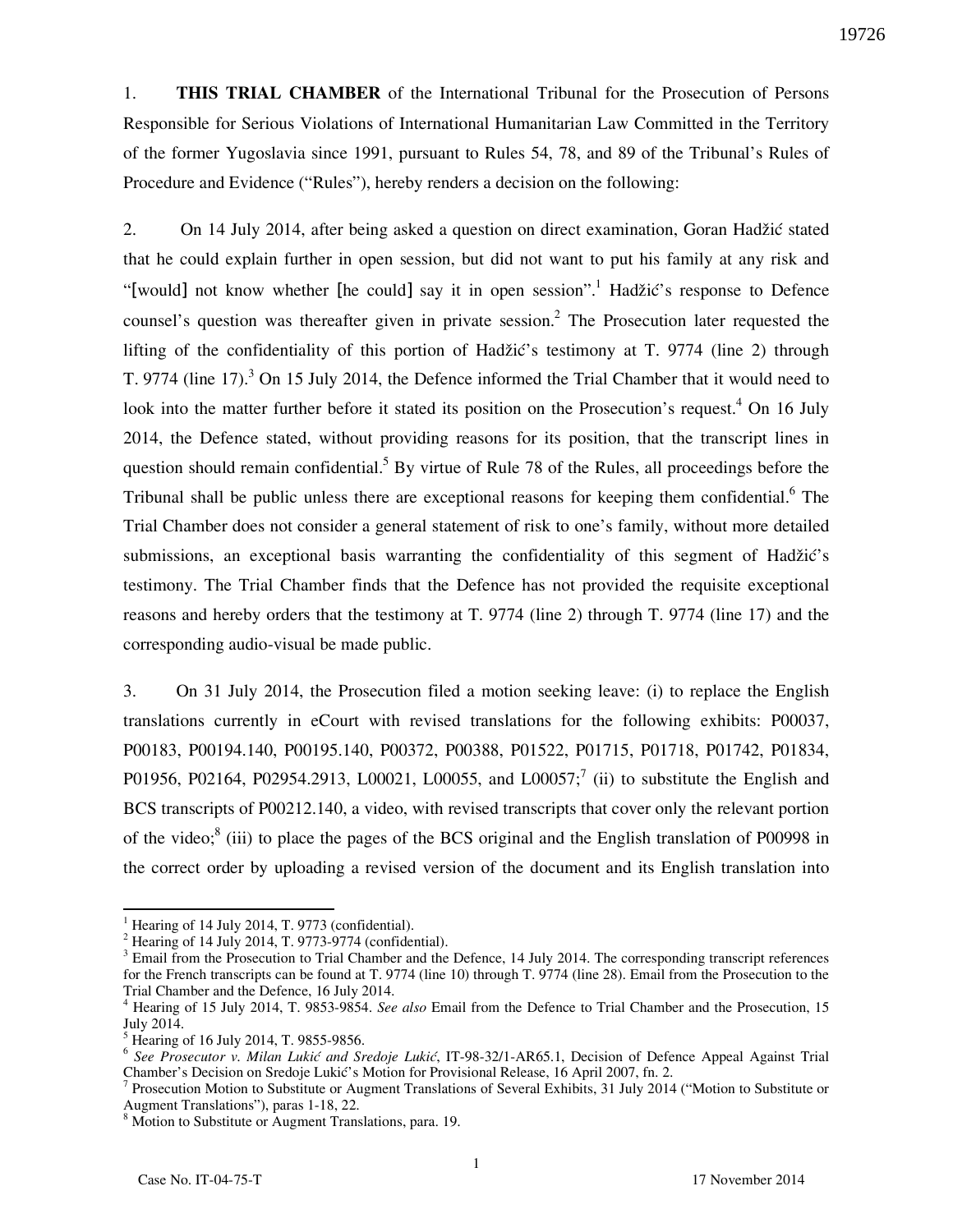1. **THIS TRIAL CHAMBER** of the International Tribunal for the Prosecution of Persons Responsible for Serious Violations of International Humanitarian Law Committed in the Territory of the former Yugoslavia since 1991, pursuant to Rules 54, 78, and 89 of the Tribunal's Rules of Procedure and Evidence ("Rules"), hereby renders a decision on the following:

2. On 14 July 2014, after being asked a question on direct examination, Goran Hadžić stated that he could explain further in open session, but did not want to put his family at any risk and "[would] not know whether [he could] say it in open session".[1] Hadžić's response to Defence counsel's question was thereafter given in private session.[2] The Prosecution later requested the lifting of the confidentiality of this portion of Hadžić's testimony at T. 9774 (line 2) through T. 9774 (line 17).[3] On 15 July 2014, the Defence informed the Trial Chamber that it would need to look into the matter further before it stated its position on the Prosecution's request.[4] On 16 July 2014, the Defence stated, without providing reasons for its position, that the transcript lines in question should remain confidential.[5] By virtue of Rule 78 of the Rules, all proceedings before the Tribunal shall be public unless there are exceptional reasons for keeping them confidential.[6] The Trial Chamber does not consider a general statement of risk to one's family, without more detailed submissions, an exceptional basis warranting the confidentiality of this segment of Hadžić's testimony. The Trial Chamber finds that the Defence has not provided the requisite exceptional reasons and hereby orders that the testimony at T. 9774 (line 2) through T. 9774 (line 17) and the corresponding audio-visual be made public.

3. On 31 July 2014, the Prosecution filed a motion seeking leave: (i) to replace the English translations currently in eCourt with revised translations for the following exhibits: P00037, P00183, P00194.140, P00195.140, P00372, P00388, P01522, P01715, P01718, P01742, P01834, P01956, P02164, P02954.2913, L00021, L00055, and L00057;[7] (ii) to substitute the English and BCS transcripts of P00212.140, a video, with revised transcripts that cover only the relevant portion of the video;[8] (iii) to place the pages of the BCS original and the English translation of P00998 in the correct order by uploading a revised version of the document and its English translation into

---

[1] Hearing of 14 July 2014, T. 9773 (confidential).

[2] Hearing of 14 July 2014, T. 9773-9774 (confidential).

[3] Email from the Prosecution to Trial Chamber and the Defence, 14 July 2014. The corresponding transcript references for the French transcripts can be found at T. 9774 (line 10) through T. 9774 (line 28). Email from the Prosecution to the Trial Chamber and the Defence, 16 July 2014.

[4] Hearing of 15 July 2014, T. 9853-9854. *See also* Email from the Defence to Trial Chamber and the Prosecution, 15 July 2014.

[5] Hearing of 16 July 2014, T. 9855-9856.

[6] *See Prosecutor v. Milan Lukić and Sredoje Lukić*, IT-98-32/1-AR65.1, Decision of Defence Appeal Against Trial Chamber's Decision on Sredoje Lukić's Motion for Provisional Release, 16 April 2007, fn. 2.

[7] Prosecution Motion to Substitute or Augment Translations of Several Exhibits, 31 July 2014 ("Motion to Substitute or Augment Translations"), paras 1-18, 22.

[8] Motion to Substitute or Augment Translations, para. 19.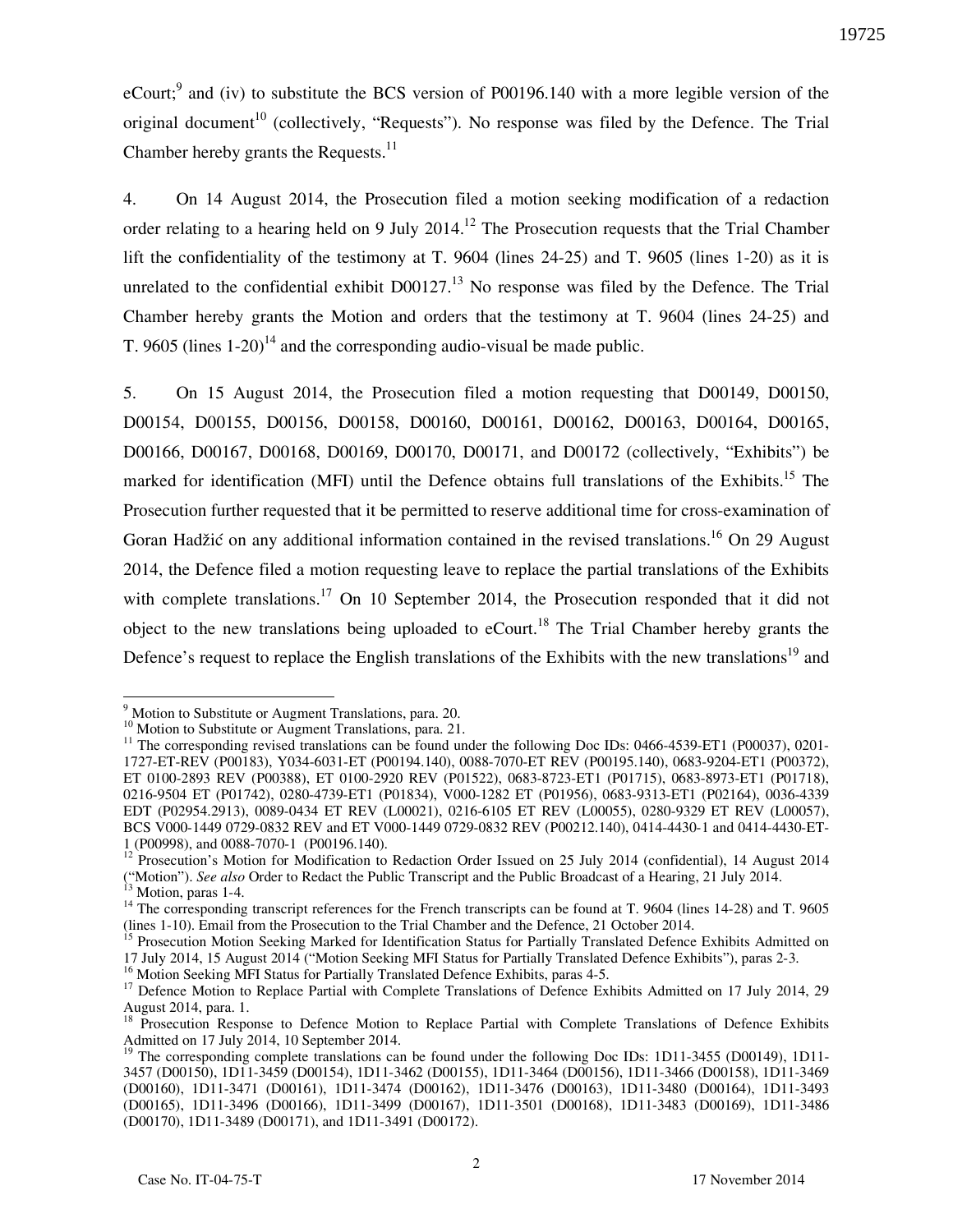eCourt;[9] and (iv) to substitute the BCS version of P00196.140 with a more legible version of the original document[10] (collectively, "Requests"). No response was filed by the Defence. The Trial Chamber hereby grants the Requests.[11]

4. On 14 August 2014, the Prosecution filed a motion seeking modification of a redaction order relating to a hearing held on 9 July 2014.[12] The Prosecution requests that the Trial Chamber lift the confidentiality of the testimony at T. 9604 (lines 24-25) and T. 9605 (lines 1-20) as it is unrelated to the confidential exhibit D00127.[13] No response was filed by the Defence. The Trial Chamber hereby grants the Motion and orders that the testimony at T. 9604 (lines 24-25) and T. 9605 (lines 1-20)[14] and the corresponding audio-visual be made public.

5. On 15 August 2014, the Prosecution filed a motion requesting that D00149, D00150, D00154, D00155, D00156, D00158, D00160, D00161, D00162, D00163, D00164, D00165, D00166, D00167, D00168, D00169, D00170, D00171, and D00172 (collectively, "Exhibits") be marked for identification (MFI) until the Defence obtains full translations of the Exhibits.[15] The Prosecution further requested that it be permitted to reserve additional time for cross-examination of Goran Hadžić on any additional information contained in the revised translations.[16] On 29 August 2014, the Defence filed a motion requesting leave to replace the partial translations of the Exhibits with complete translations.[17] On 10 September 2014, the Prosecution responded that it did not object to the new translations being uploaded to eCourt.[18] The Trial Chamber hereby grants the Defence's request to replace the English translations of the Exhibits with the new translations[19] and

---

[9] Motion to Substitute or Augment Translations, para. 20.

[10] Motion to Substitute or Augment Translations, para. 21.

[11] The corresponding revised translations can be found under the following Doc IDs: 0466-4539-ET1 (P00037), 0201-1727-ET-REV (P00183), Y034-6031-ET (P00194.140), 0088-7070-ET REV (P00195.140), 0683-9204-ET1 (P00372), ET 0100-2893 REV (P00388), ET 0100-2920 REV (P01522), 0683-8723-ET1 (P01715), 0683-8973-ET1 (P01718), 0216-9504 ET (P01742), 0280-4739-ET1 (P01834), V000-1282 ET (P01956), 0683-9313-ET1 (P02164), 0036-4339 EDT (P02954.2913), 0089-0434 ET REV (L00021), 0216-6105 ET REV (L00055), 0280-9329 ET REV (L00057), BCS V000-1449 0729-0832 REV and ET V000-1449 0729-0832 REV (P00212.140), 0414-4430-1 and 0414-4430-ET-1 (P00998), and 0088-7070-1 (P00196.140).

[12] Prosecution's Motion for Modification to Redaction Order Issued on 25 July 2014 (confidential), 14 August 2014 ("Motion"). *See also* Order to Redact the Public Transcript and the Public Broadcast of a Hearing, 21 July 2014.

[13] Motion, paras 1-4.

[14] The corresponding transcript references for the French transcripts can be found at T. 9604 (lines 14-28) and T. 9605 (lines 1-10). Email from the Prosecution to the Trial Chamber and the Defence, 21 October 2014.

[15] Prosecution Motion Seeking Marked for Identification Status for Partially Translated Defence Exhibits Admitted on 17 July 2014, 15 August 2014 ("Motion Seeking MFI Status for Partially Translated Defence Exhibits"), paras 2-3.

[16] Motion Seeking MFI Status for Partially Translated Defence Exhibits, paras 4-5.

[17] Defence Motion to Replace Partial with Complete Translations of Defence Exhibits Admitted on 17 July 2014, 29 August 2014, para. 1.

[18] Prosecution Response to Defence Motion to Replace Partial with Complete Translations of Defence Exhibits Admitted on 17 July 2014, 10 September 2014.

[19] The corresponding complete translations can be found under the following Doc IDs: 1D11-3455 (D00149), 1D11-3457 (D00150), 1D11-3459 (D00154), 1D11-3462 (D00155), 1D11-3464 (D00156), 1D11-3466 (D00158), 1D11-3469 (D00160), 1D11-3471 (D00161), 1D11-3474 (D00162), 1D11-3476 (D00163), 1D11-3480 (D00164), 1D11-3493 (D00165), 1D11-3496 (D00166), 1D11-3499 (D00167), 1D11-3501 (D00168), 1D11-3483 (D00169), 1D11-3486 (D00170), 1D11-3489 (D00171), and 1D11-3491 (D00172).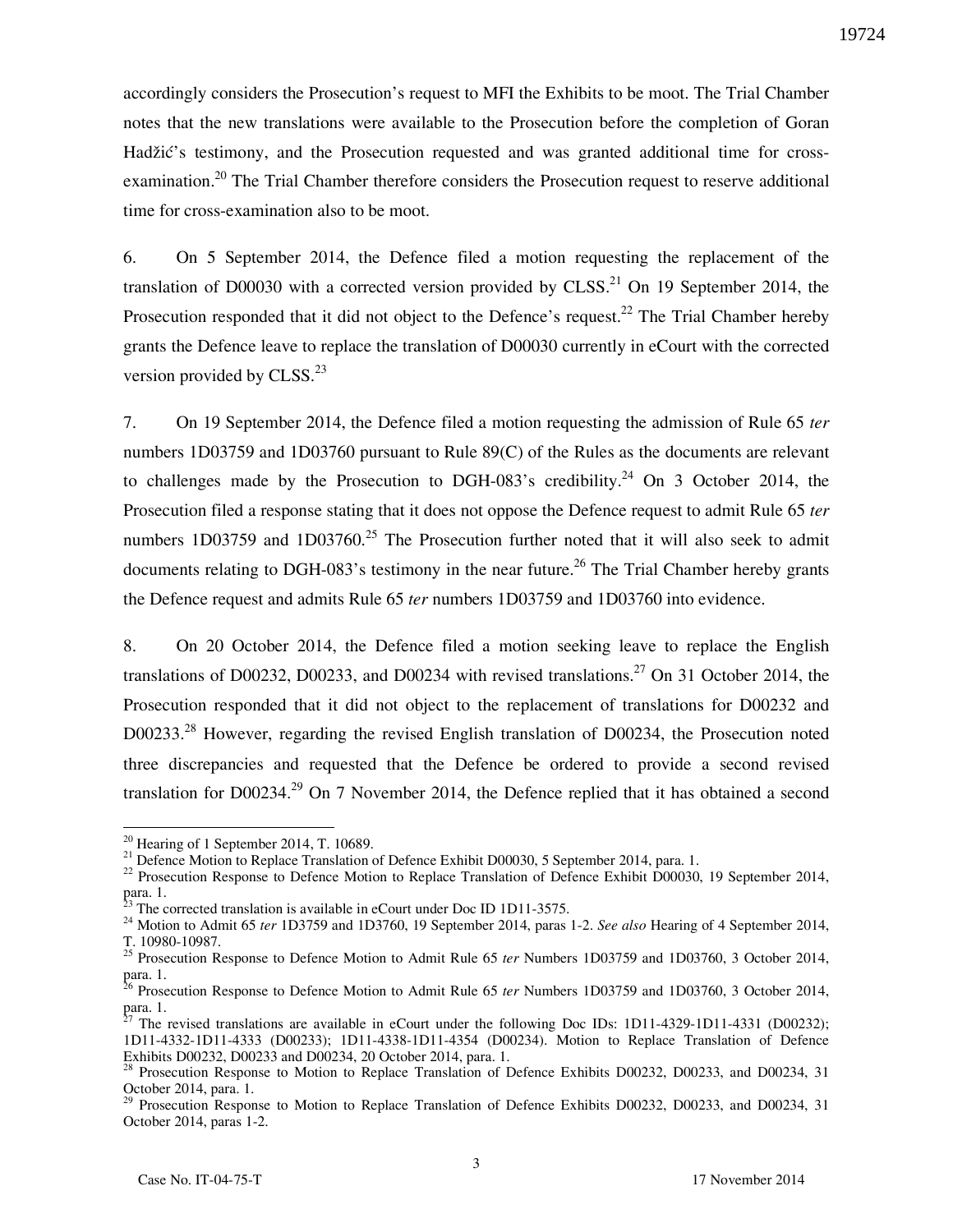accordingly considers the Prosecution's request to MFI the Exhibits to be moot. The Trial Chamber notes that the new translations were available to the Prosecution before the completion of Goran Hadžić's testimony, and the Prosecution requested and was granted additional time for cross-examination.[20] The Trial Chamber therefore considers the Prosecution request to reserve additional time for cross-examination also to be moot.

6. On 5 September 2014, the Defence filed a motion requesting the replacement of the translation of D00030 with a corrected version provided by CLSS.[21] On 19 September 2014, the Prosecution responded that it did not object to the Defence's request.[22] The Trial Chamber hereby grants the Defence leave to replace the translation of D00030 currently in eCourt with the corrected version provided by CLSS.[23]

7. On 19 September 2014, the Defence filed a motion requesting the admission of Rule 65 *ter* numbers 1D03759 and 1D03760 pursuant to Rule 89(C) of the Rules as the documents are relevant to challenges made by the Prosecution to DGH-083's credibility.[24] On 3 October 2014, the Prosecution filed a response stating that it does not oppose the Defence request to admit Rule 65 *ter* numbers 1D03759 and 1D03760.[25] The Prosecution further noted that it will also seek to admit documents relating to DGH-083's testimony in the near future.[26] The Trial Chamber hereby grants the Defence request and admits Rule 65 *ter* numbers 1D03759 and 1D03760 into evidence.

8. On 20 October 2014, the Defence filed a motion seeking leave to replace the English translations of D00232, D00233, and D00234 with revised translations.[27] On 31 October 2014, the Prosecution responded that it did not object to the replacement of translations for D00232 and D00233.[28] However, regarding the revised English translation of D00234, the Prosecution noted three discrepancies and requested that the Defence be ordered to provide a second revised translation for D00234.[29] On 7 November 2014, the Defence replied that it has obtained a second

---

[20] Hearing of 1 September 2014, T. 10689.

[21] Defence Motion to Replace Translation of Defence Exhibit D00030, 5 September 2014, para. 1.

[22] Prosecution Response to Defence Motion to Replace Translation of Defence Exhibit D00030, 19 September 2014, para. 1.

[23] The corrected translation is available in eCourt under Doc ID 1D11-3575.

[24] Motion to Admit 65 *ter* 1D3759 and 1D3760, 19 September 2014, paras 1-2. *See also* Hearing of 4 September 2014, T. 10980-10987.

[25] Prosecution Response to Defence Motion to Admit Rule 65 *ter* Numbers 1D03759 and 1D03760, 3 October 2014, para. 1.

[26] Prosecution Response to Defence Motion to Admit Rule 65 *ter* Numbers 1D03759 and 1D03760, 3 October 2014, para. 1.

[27] The revised translations are available in eCourt under the following Doc IDs: 1D11-4329-1D11-4331 (D00232); 1D11-4332-1D11-4333 (D00233); 1D11-4338-1D11-4354 (D00234). Motion to Replace Translation of Defence Exhibits D00232, D00233 and D00234, 20 October 2014, para. 1.

[28] Prosecution Response to Motion to Replace Translation of Defence Exhibits D00232, D00233, and D00234, 31 October 2014, para. 1.

[29] Prosecution Response to Motion to Replace Translation of Defence Exhibits D00232, D00233, and D00234, 31 October 2014, paras 1-2.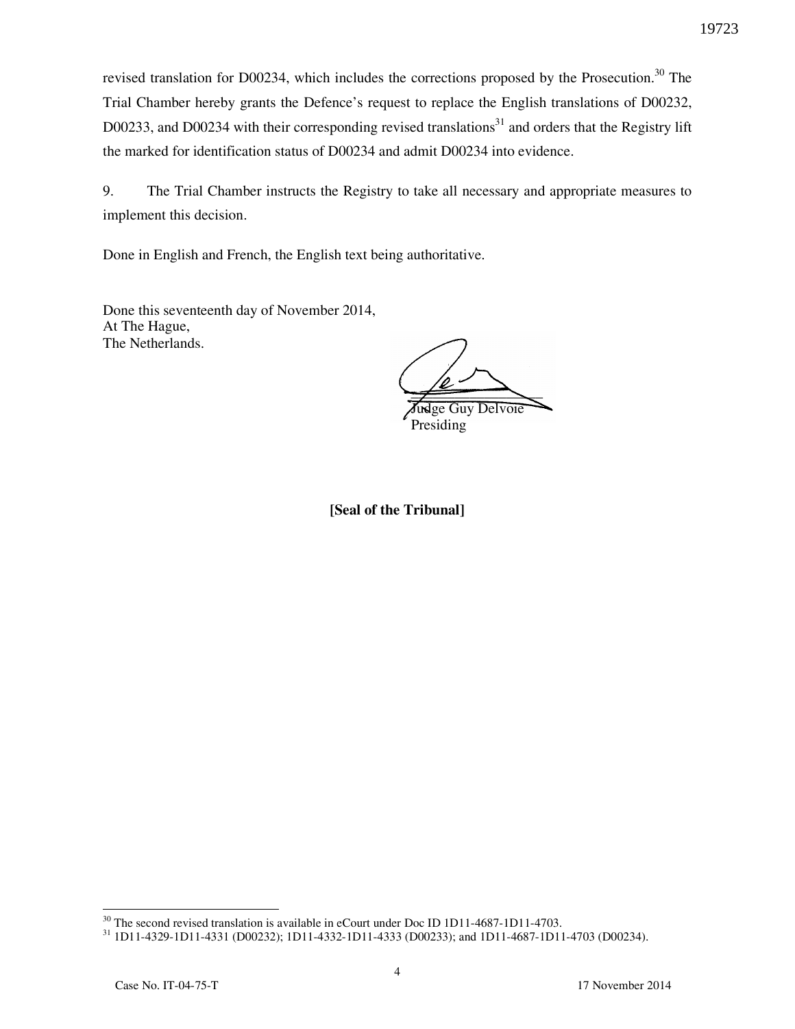revised translation for D00234, which includes the corrections proposed by the Prosecution.[30] The Trial Chamber hereby grants the Defence's request to replace the English translations of D00232, D00233, and D00234 with their corresponding revised translations[31] and orders that the Registry lift the marked for identification status of D00234 and admit D00234 into evidence.

9. The Trial Chamber instructs the Registry to take all necessary and appropriate measures to implement this decision.

Done in English and French, the English text being authoritative.

Done this seventeenth day of November 2014,
At The Hague,
The Netherlands.

Judge Guy Delvoie
Presiding

**[Seal of the Tribunal]**

---

[30] The second revised translation is available in eCourt under Doc ID 1D11-4687-1D11-4703.

[31] 1D11-4329-1D11-4331 (D00232); 1D11-4332-1D11-4333 (D00233); and 1D11-4687-1D11-4703 (D00234).